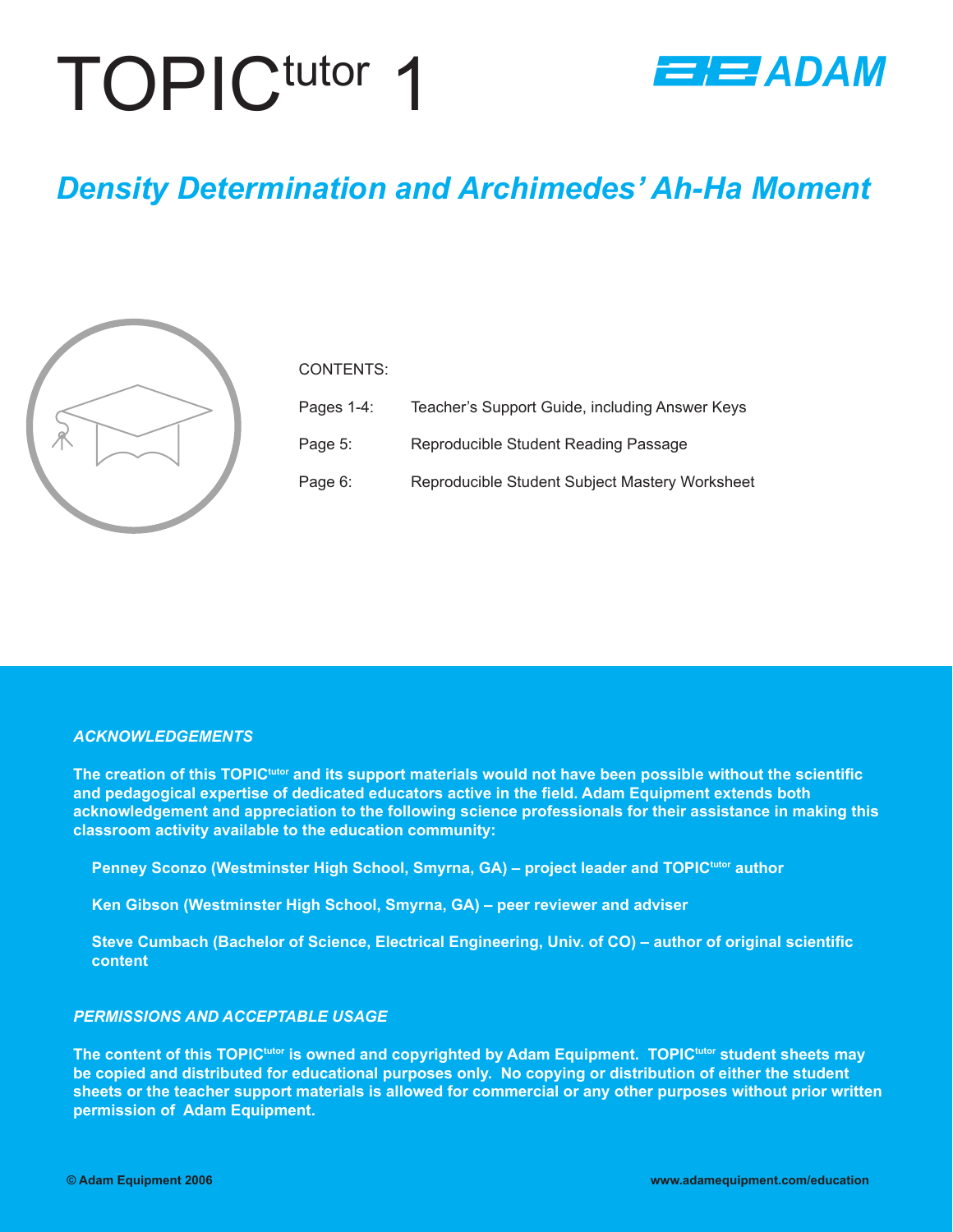# TOPICtutor 1

ADAM

## *Density Determination and Archimedes' Ah-Ha Moment*

CONTENTS:

| | |
|---|---|
| Pages 1-4: | Teacher's Support Guide, including Answer Keys |
| Page 5: | Reproducible Student Reading Passage |
| Page 6: | Reproducible Student Subject Mastery Worksheet |

### *ACKNOWLEDGEMENTS*

**The creation of this TOPICtutor and its support materials would not have been possible without the scientific and pedagogical expertise of dedicated educators active in the field. Adam Equipment extends both acknowledgement and appreciation to the following science professionals for their assistance in making this classroom activity available to the education community:**

**Penney Sconzo (Westminster High School, Smyrna, GA) – project leader and TOPICtutor author**

**Ken Gibson (Westminster High School, Smyrna, GA) – peer reviewer and adviser**

**Steve Cumbach (Bachelor of Science, Electrical Engineering, Univ. of CO) – author of original scientific content**

### *PERMISSIONS AND ACCEPTABLE USAGE*

**The content of this TOPICtutor is owned and copyrighted by Adam Equipment. TOPICtutor student sheets may be copied and distributed for educational purposes only. No copying or distribution of either the student sheets or the teacher support materials is allowed for commercial or any other purposes without prior written permission of Adam Equipment.**

**© Adam Equipment 2006** **www.adamequipment.com/education**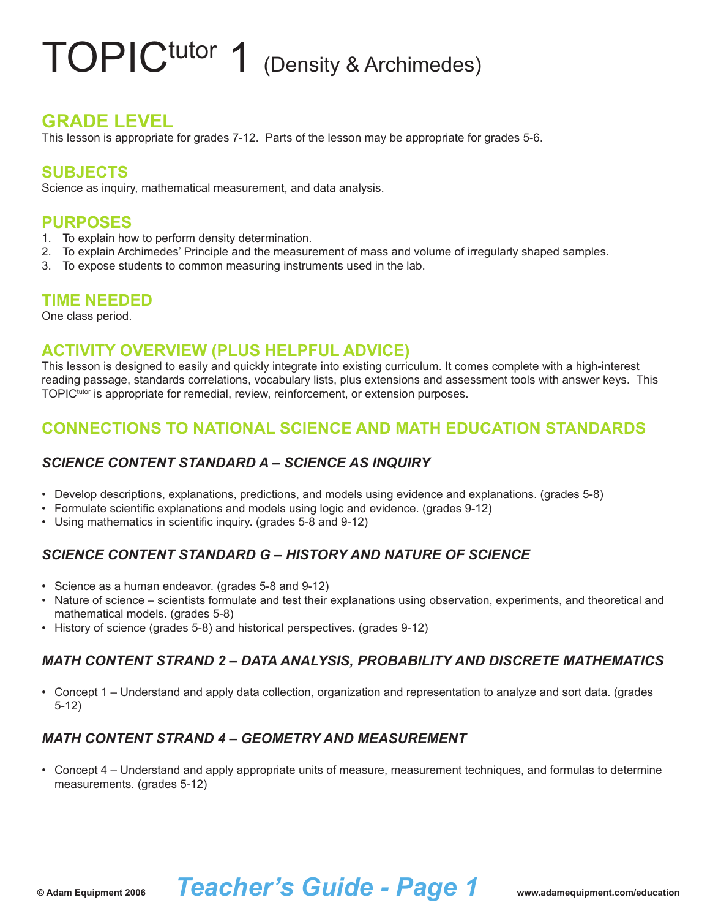# TOPIC[tutor] 1 (Density & Archimedes)

## GRADE LEVEL

This lesson is appropriate for grades 7-12. Parts of the lesson may be appropriate for grades 5-6.

## SUBJECTS

Science as inquiry, mathematical measurement, and data analysis.

## PURPOSES

1. To explain how to perform density determination.
2. To explain Archimedes' Principle and the measurement of mass and volume of irregularly shaped samples.
3. To expose students to common measuring instruments used in the lab.

## TIME NEEDED

One class period.

## ACTIVITY OVERVIEW (PLUS HELPFUL ADVICE)

This lesson is designed to easily and quickly integrate into existing curriculum. It comes complete with a high-interest reading passage, standards correlations, vocabulary lists, plus extensions and assessment tools with answer keys. This TOPIC[tutor] is appropriate for remedial, review, reinforcement, or extension purposes.

## CONNECTIONS TO NATIONAL SCIENCE AND MATH EDUCATION STANDARDS

### *SCIENCE CONTENT STANDARD A – SCIENCE AS INQUIRY*

- Develop descriptions, explanations, predictions, and models using evidence and explanations. (grades 5-8)
- Formulate scientific explanations and models using logic and evidence. (grades 9-12)
- Using mathematics in scientific inquiry. (grades 5-8 and 9-12)

### *SCIENCE CONTENT STANDARD G – HISTORY AND NATURE OF SCIENCE*

- Science as a human endeavor. (grades 5-8 and 9-12)
- Nature of science – scientists formulate and test their explanations using observation, experiments, and theoretical and mathematical models. (grades 5-8)
- History of science (grades 5-8) and historical perspectives. (grades 9-12)

### *MATH CONTENT STRAND 2 – DATA ANALYSIS, PROBABILITY AND DISCRETE MATHEMATICS*

- Concept 1 – Understand and apply data collection, organization and representation to analyze and sort data. (grades 5-12)

### *MATH CONTENT STRAND 4 – GEOMETRY AND MEASUREMENT*

- Concept 4 – Understand and apply appropriate units of measure, measurement techniques, and formulas to determine measurements. (grades 5-12)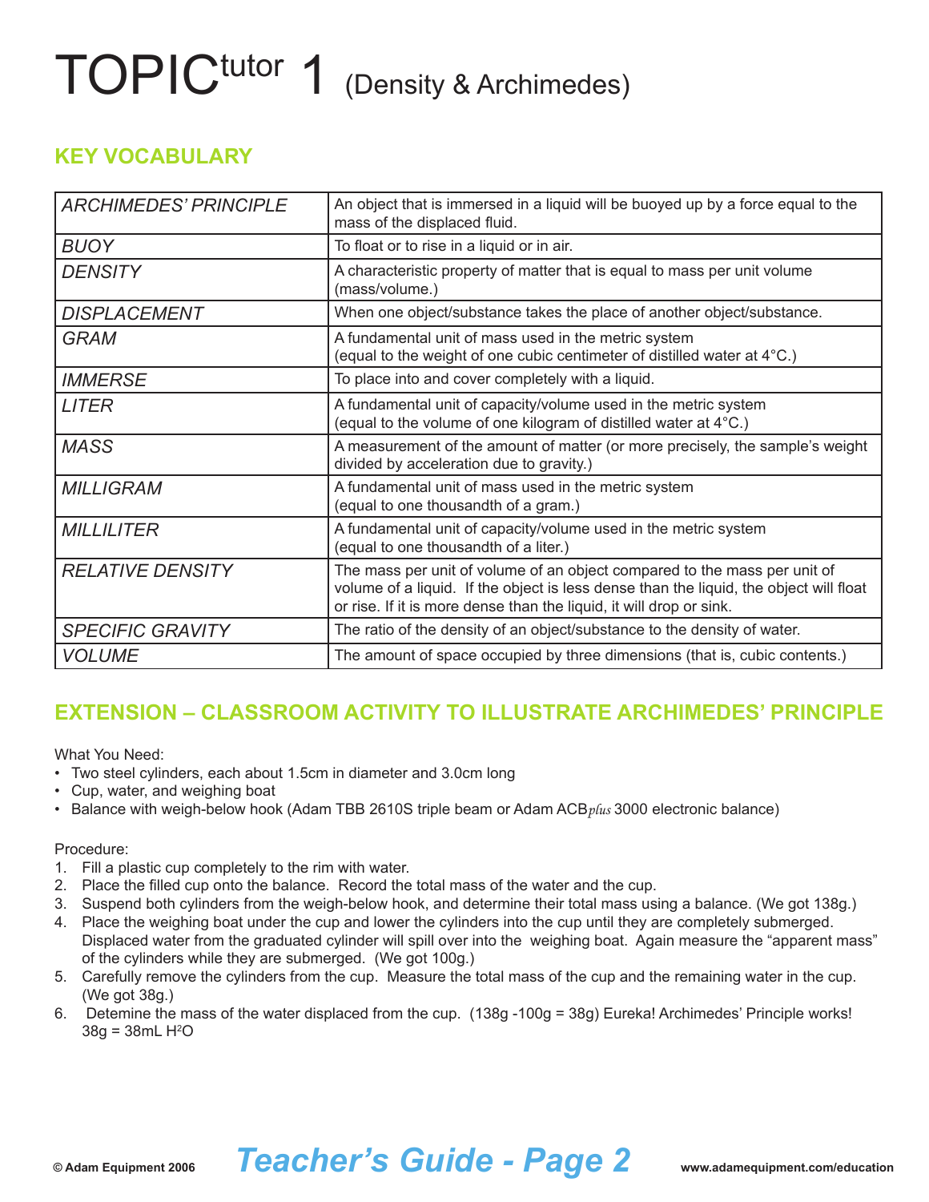# TOPIC$^{tutor}$ 1 (Density & Archimedes)

## KEY VOCABULARY

| | |
|---|---|
| *ARCHIMEDES' PRINCIPLE* | An object that is immersed in a liquid will be buoyed up by a force equal to the mass of the displaced fluid. |
| *BUOY* | To float or to rise in a liquid or in air. |
| *DENSITY* | A characteristic property of matter that is equal to mass per unit volume (mass/volume.) |
| *DISPLACEMENT* | When one object/substance takes the place of another object/substance. |
| *GRAM* | A fundamental unit of mass used in the metric system (equal to the weight of one cubic centimeter of distilled water at 4°C.) |
| *IMMERSE* | To place into and cover completely with a liquid. |
| *LITER* | A fundamental unit of capacity/volume used in the metric system (equal to the volume of one kilogram of distilled water at 4°C.) |
| *MASS* | A measurement of the amount of matter (or more precisely, the sample's weight divided by acceleration due to gravity.) |
| *MILLIGRAM* | A fundamental unit of mass used in the metric system (equal to one thousandth of a gram.) |
| *MILLILITER* | A fundamental unit of capacity/volume used in the metric system (equal to one thousandth of a liter.) |
| *RELATIVE DENSITY* | The mass per unit of volume of an object compared to the mass per unit of volume of a liquid. If the object is less dense than the liquid, the object will float or rise. If it is more dense than the liquid, it will drop or sink. |
| *SPECIFIC GRAVITY* | The ratio of the density of an object/substance to the density of water. |
| *VOLUME* | The amount of space occupied by three dimensions (that is, cubic contents.) |

## EXTENSION – CLASSROOM ACTIVITY TO ILLUSTRATE ARCHIMEDES' PRINCIPLE

What You Need:

- Two steel cylinders, each about 1.5cm in diameter and 3.0cm long
- Cup, water, and weighing boat
- Balance with weigh-below hook (Adam TBB 2610S triple beam or Adam ACB*plus* 3000 electronic balance)

Procedure:

1. Fill a plastic cup completely to the rim with water.
2. Place the filled cup onto the balance. Record the total mass of the water and the cup.
3. Suspend both cylinders from the weigh-below hook, and determine their total mass using a balance. (We got 138g.)
4. Place the weighing boat under the cup and lower the cylinders into the cup until they are completely submerged. Displaced water from the graduated cylinder will spill over into the weighing boat. Again measure the "apparent mass" of the cylinders while they are submerged. (We got 100g.)
5. Carefully remove the cylinders from the cup. Measure the total mass of the cup and the remaining water in the cup. (We got 38g.)
6. Detemine the mass of the water displaced from the cup. (138g -100g = 38g) Eureka! Archimedes' Principle works! 38g = 38mL $H^2O$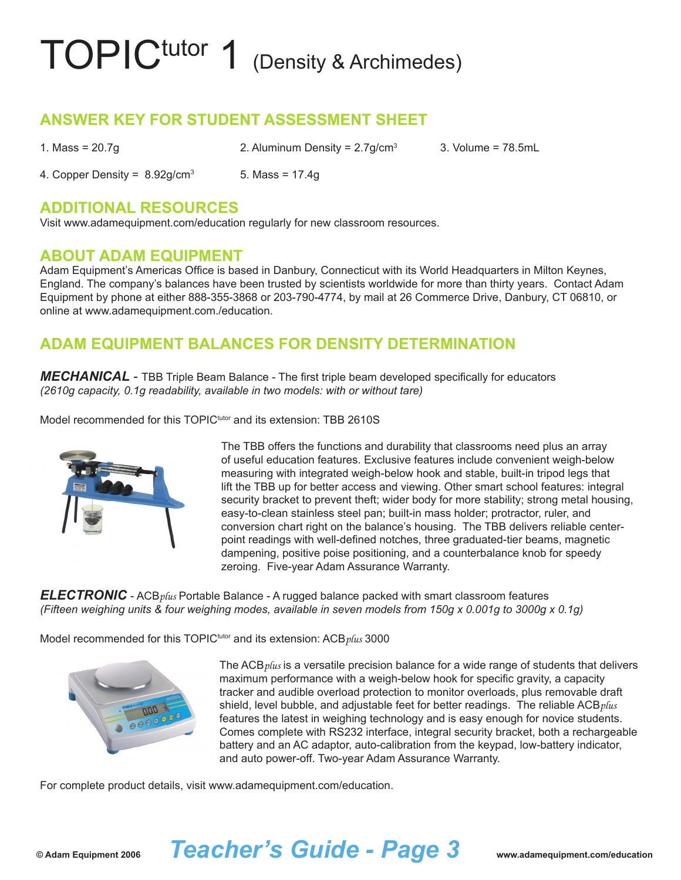# TOPIC[tutor] 1 (Density & Archimedes)

## ANSWER KEY FOR STUDENT ASSESSMENT SHEET

1. Mass = 20.7g
2. Aluminum Density = 2.7g/cm$^3$
3. Volume = 78.5mL
4. Copper Density = 8.92g/cm$^3$
5. Mass = 17.4g

## ADDITIONAL RESOURCES

Visit www.adamequipment.com/education regularly for new classroom resources.

## ABOUT ADAM EQUIPMENT

Adam Equipment's Americas Office is based in Danbury, Connecticut with its World Headquarters in Milton Keynes, England. The company's balances have been trusted by scientists worldwide for more than thirty years. Contact Adam Equipment by phone at either 888-355-3868 or 203-790-4774, by mail at 26 Commerce Drive, Danbury, CT 06810, or online at www.adamequipment.com./education.

## ADAM EQUIPMENT BALANCES FOR DENSITY DETERMINATION

***MECHANICAL*** - TBB Triple Beam Balance - The first triple beam developed specifically for educators
*(2610g capacity, 0.1g readability, available in two models: with or without tare)*

Model recommended for this TOPIC[tutor] and its extension: TBB 2610S

The TBB offers the functions and durability that classrooms need plus an array of useful education features. Exclusive features include convenient weigh-below measuring with integrated weigh-below hook and stable, built-in tripod legs that lift the TBB up for better access and viewing. Other smart school features: integral security bracket to prevent theft; wider body for more stability; strong metal housing, easy-to-clean stainless steel pan; built-in mass holder; protractor, ruler, and conversion chart right on the balance's housing. The TBB delivers reliable center-point readings with well-defined notches, three graduated-tier beams, magnetic dampening, positive poise positioning, and a counterbalance knob for speedy zeroing. Five-year Adam Assurance Warranty.

***ELECTRONIC*** - ACB*plus* Portable Balance - A rugged balance packed with smart classroom features
*(Fifteen weighing units & four weighing modes, available in seven models from 150g x 0.001g to 3000g x 0.1g)*

Model recommended for this TOPIC[tutor] and its extension: ACB*plus* 3000

The ACB*plus* is a versatile precision balance for a wide range of students that delivers maximum performance with a weigh-below hook for specific gravity, a capacity tracker and audible overload protection to monitor overloads, plus removable draft shield, level bubble, and adjustable feet for better readings. The reliable ACB*plus* features the latest in weighing technology and is easy enough for novice students. Comes complete with RS232 interface, integral security bracket, both a rechargeable battery and an AC adaptor, auto-calibration from the keypad, low-battery indicator, and auto power-off. Two-year Adam Assurance Warranty.

For complete product details, visit www.adamequipment.com/education.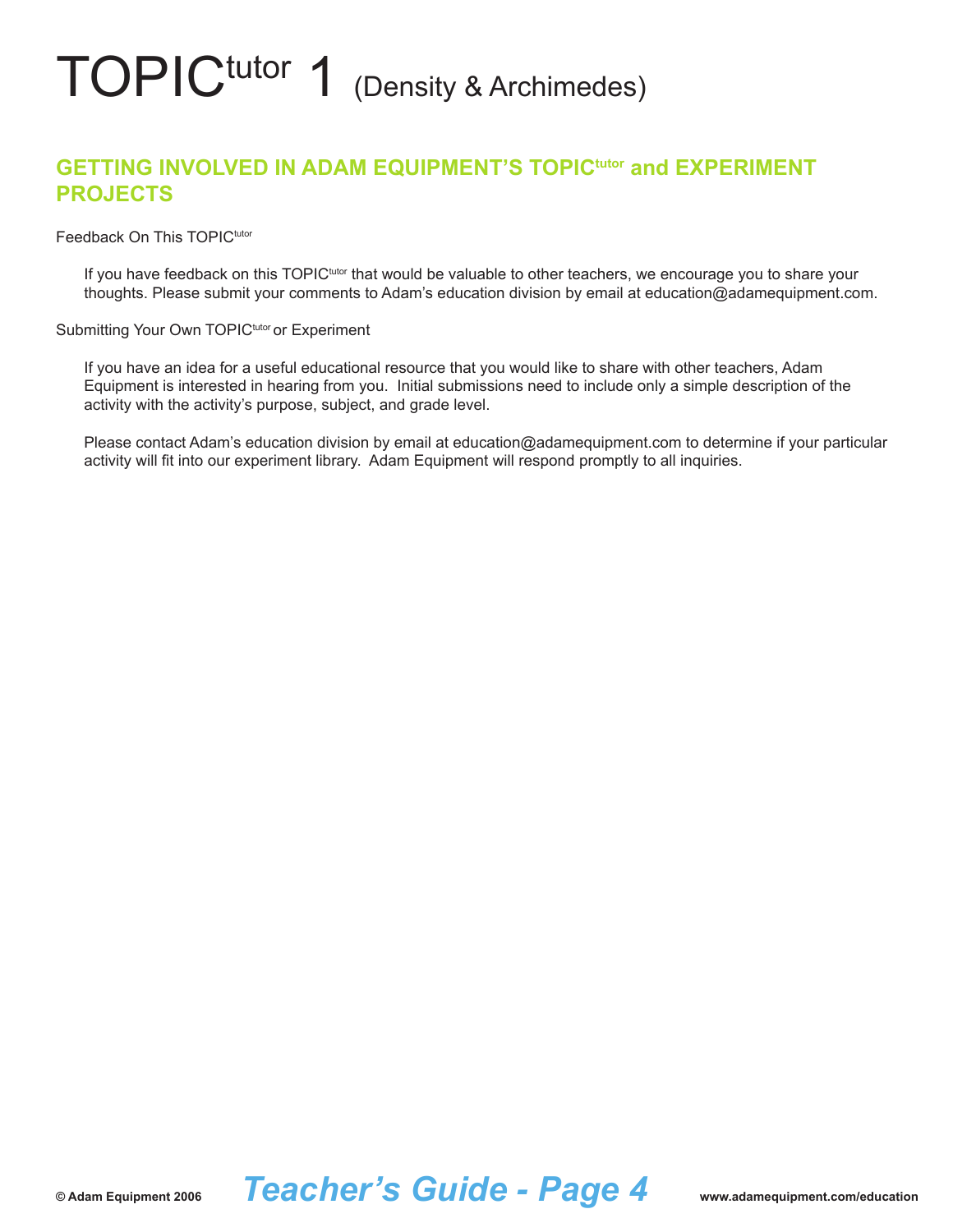# TOPIC[tutor] 1 (Density & Archimedes)

## GETTING INVOLVED IN ADAM EQUIPMENT'S TOPIC[tutor] and EXPERIMENT PROJECTS

Feedback On This TOPIC[tutor]

If you have feedback on this TOPIC[tutor] that would be valuable to other teachers, we encourage you to share your thoughts. Please submit your comments to Adam's education division by email at education@adamequipment.com.

Submitting Your Own TOPIC[tutor] or Experiment

If you have an idea for a useful educational resource that you would like to share with other teachers, Adam Equipment is interested in hearing from you. Initial submissions need to include only a simple description of the activity with the activity's purpose, subject, and grade level.

Please contact Adam's education division by email at education@adamequipment.com to determine if your particular activity will fit into our experiment library. Adam Equipment will respond promptly to all inquiries.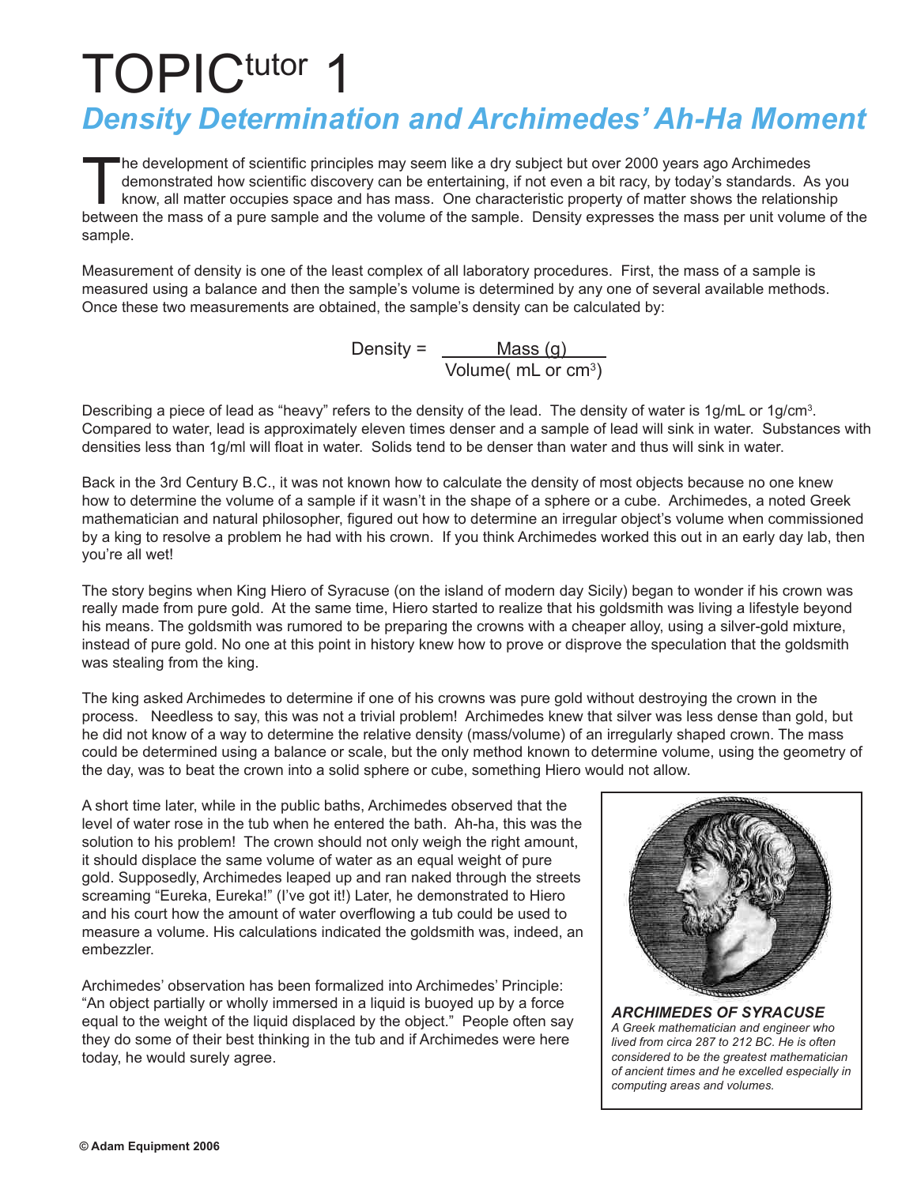# TOPIC[tutor] 1

## *Density Determination and Archimedes' Ah-Ha Moment*

The development of scientific principles may seem like a dry subject but over 2000 years ago Archimedes demonstrated how scientific discovery can be entertaining, if not even a bit racy, by today's standards. As you know, all matter occupies space and has mass. One characteristic property of matter shows the relationship between the mass of a pure sample and the volume of the sample. Density expresses the mass per unit volume of the sample.

Measurement of density is one of the least complex of all laboratory procedures. First, the mass of a sample is measured using a balance and then the sample's volume is determined by any one of several available methods. Once these two measurements are obtained, the sample's density can be calculated by:

$$\text{Density} = \frac{\text{Mass (g)}}{\text{Volume( mL or cm}^3\text{)}}$$

Describing a piece of lead as "heavy" refers to the density of the lead. The density of water is 1g/mL or 1g/cm$^3$. Compared to water, lead is approximately eleven times denser and a sample of lead will sink in water. Substances with densities less than 1g/ml will float in water. Solids tend to be denser than water and thus will sink in water.

Back in the 3rd Century B.C., it was not known how to calculate the density of most objects because no one knew how to determine the volume of a sample if it wasn't in the shape of a sphere or a cube. Archimedes, a noted Greek mathematician and natural philosopher, figured out how to determine an irregular object's volume when commissioned by a king to resolve a problem he had with his crown. If you think Archimedes worked this out in an early day lab, then you're all wet!

The story begins when King Hiero of Syracuse (on the island of modern day Sicily) began to wonder if his crown was really made from pure gold. At the same time, Hiero started to realize that his goldsmith was living a lifestyle beyond his means. The goldsmith was rumored to be preparing the crowns with a cheaper alloy, using a silver-gold mixture, instead of pure gold. No one at this point in history knew how to prove or disprove the speculation that the goldsmith was stealing from the king.

The king asked Archimedes to determine if one of his crowns was pure gold without destroying the crown in the process. Needless to say, this was not a trivial problem! Archimedes knew that silver was less dense than gold, but he did not know of a way to determine the relative density (mass/volume) of an irregularly shaped crown. The mass could be determined using a balance or scale, but the only method known to determine volume, using the geometry of the day, was to beat the crown into a solid sphere or cube, something Hiero would not allow.

A short time later, while in the public baths, Archimedes observed that the level of water rose in the tub when he entered the bath. Ah-ha, this was the solution to his problem! The crown should not only weigh the right amount, it should displace the same volume of water as an equal weight of pure gold. Supposedly, Archimedes leaped up and ran naked through the streets screaming "Eureka, Eureka!" (I've got it!) Later, he demonstrated to Hiero and his court how the amount of water overflowing a tub could be used to measure a volume. His calculations indicated the goldsmith was, indeed, an embezzler.

Archimedes' observation has been formalized into Archimedes' Principle: "An object partially or wholly immersed in a liquid is buoyed up by a force equal to the weight of the liquid displaced by the object." People often say they do some of their best thinking in the tub and if Archimedes were here today, he would surely agree.

***ARCHIMEDES OF SYRACUSE***

*A Greek mathematician and engineer who lived from circa 287 to 212 BC. He is often considered to be the greatest mathematician of ancient times and he excelled especially in computing areas and volumes.*

© Adam Equipment 2006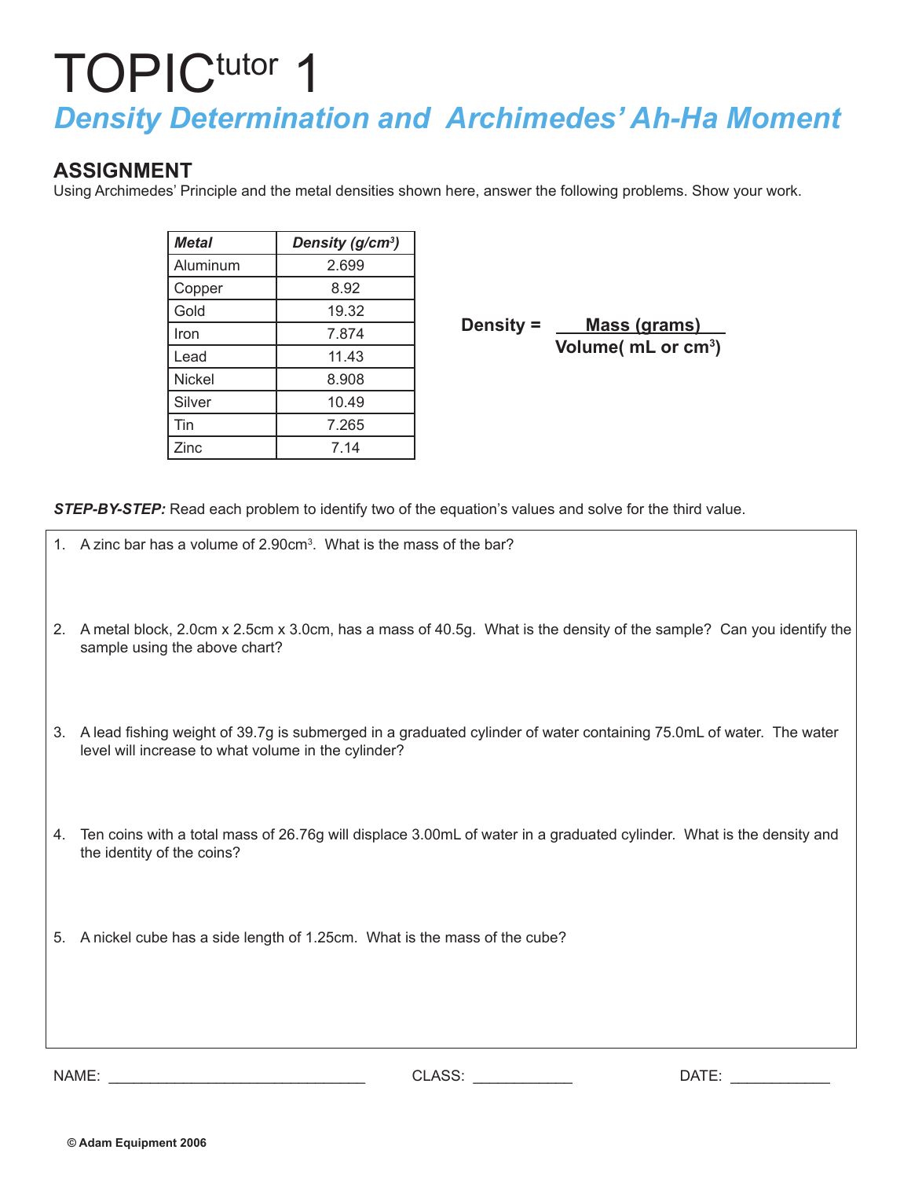# TOPIC[tutor] 1

## *Density Determination and Archimedes' Ah-Ha Moment*

### ASSIGNMENT

Using Archimedes' Principle and the metal densities shown here, answer the following problems. Show your work.

| ***Metal*** | ***Density ($g/cm^3$)*** |
|---|---|
| Aluminum | 2.699 |
| Copper | 8.92 |
| Gold | 19.32 |
| Iron | 7.874 |
| Lead | 11.43 |
| Nickel | 8.908 |
| Silver | 10.49 |
| Tin | 7.265 |
| Zinc | 7.14 |

$$\textbf{Density} = \frac{\textbf{Mass (grams)}}{\textbf{Volume( mL or cm}^3\textbf{)}}$$

***STEP-BY-STEP:*** Read each problem to identify two of the equation's values and solve for the third value.

1. A zinc bar has a volume of $2.90cm^3$. What is the mass of the bar?

2. A metal block, 2.0cm x 2.5cm x 3.0cm, has a mass of 40.5g. What is the density of the sample? Can you identify the sample using the above chart?

3. A lead fishing weight of 39.7g is submerged in a graduated cylinder of water containing 75.0mL of water. The water level will increase to what volume in the cylinder?

4. Ten coins with a total mass of 26.76g will displace 3.00mL of water in a graduated cylinder. What is the density and the identity of the coins?

5. A nickel cube has a side length of 1.25cm. What is the mass of the cube?

NAME: ______________________________ CLASS: ____________ DATE: ____________

© Adam Equipment 2006